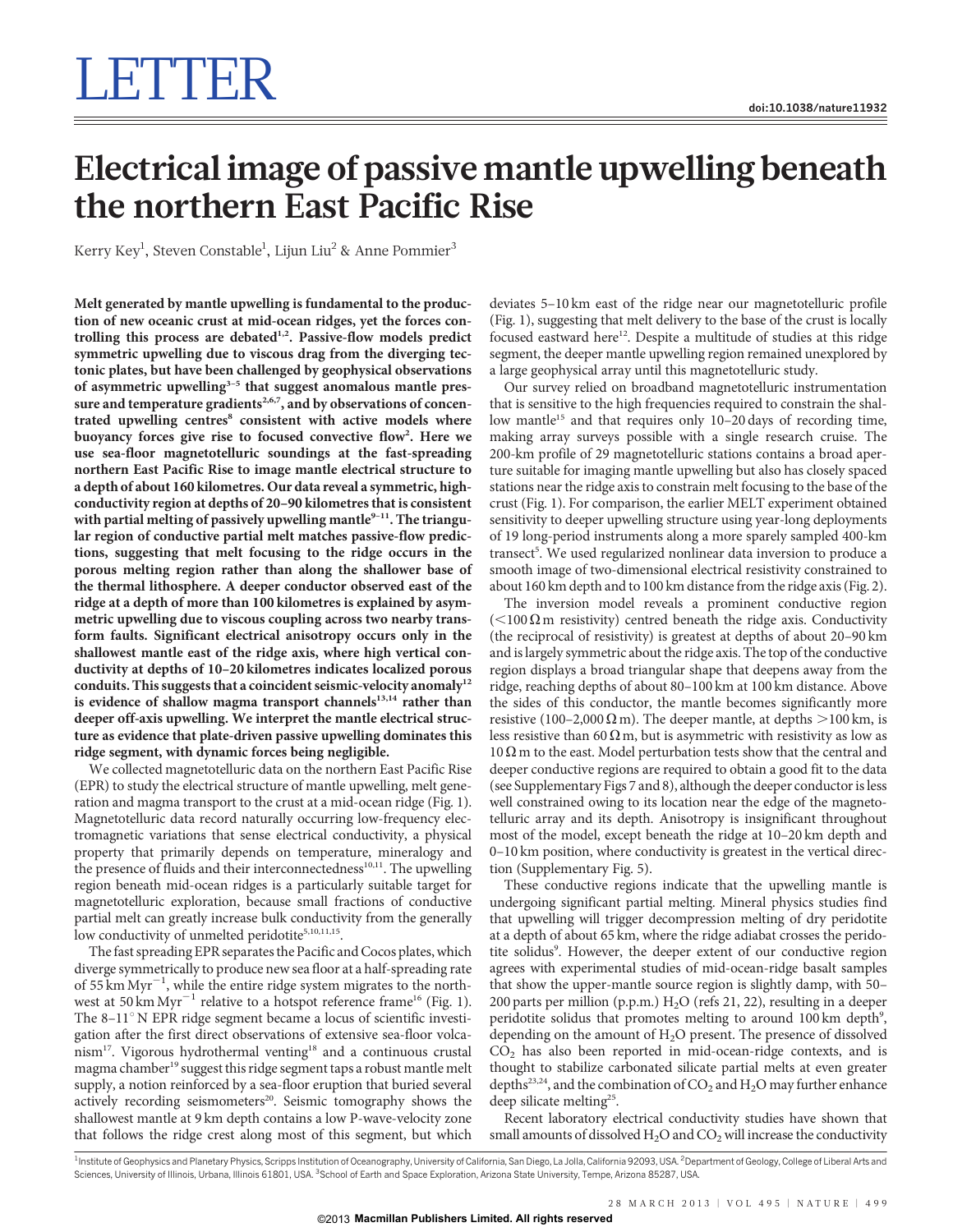# LETTER

# Electrical image of passive mantle upwelling beneath the northern East Pacific Rise

Kerry Key[1], Steven Constable[1], Lijun Liu[2] & Anne Pommier[3]

**Melt generated by mantle upwelling is fundamental to the production of new oceanic crust at mid-ocean ridges, yet the forces controlling this process are debated[1,2]. Passive-flow models predict symmetric upwelling due to viscous drag from the diverging tectonic plates, but have been challenged by geophysical observations of asymmetric upwelling[3–5] that suggest anomalous mantle pressure and temperature gradients[2,6,7], and by observations of concentrated upwelling centres[8] consistent with active models where buoyancy forces give rise to focused convective flow[2]. Here we use sea-floor magnetotelluric soundings at the fast-spreading northern East Pacific Rise to image mantle electrical structure to a depth of about 160 kilometres. Our data reveal a symmetric, high-conductivity region at depths of 20–90 kilometres that is consistent with partial melting of passively upwelling mantle[9–11]. The triangular region of conductive partial melt matches passive-flow predictions, suggesting that melt focusing to the ridge occurs in the porous melting region rather than along the shallower base of the thermal lithosphere. A deeper conductor observed east of the ridge at a depth of more than 100 kilometres is explained by asymmetric upwelling due to viscous coupling across two nearby transform faults. Significant electrical anisotropy occurs only in the shallowest mantle east of the ridge axis, where high vertical conductivity at depths of 10–20 kilometres indicates localized porous conduits. This suggests that a coincident seismic-velocity anomaly[12] is evidence of shallow magma transport channels[13,14] rather than deeper off-axis upwelling. We interpret the mantle electrical structure as evidence that plate-driven passive upwelling dominates this ridge segment, with dynamic forces being negligible.**

We collected magnetotelluric data on the northern East Pacific Rise (EPR) to study the electrical structure of mantle upwelling, melt generation and magma transport to the crust at a mid-ocean ridge (Fig. 1). Magnetotelluric data record naturally occurring low-frequency electromagnetic variations that sense electrical conductivity, a physical property that primarily depends on temperature, mineralogy and the presence of fluids and their interconnectedness[10,11]. The upwelling region beneath mid-ocean ridges is a particularly suitable target for magnetotelluric exploration, because small fractions of conductive partial melt can greatly increase bulk conductivity from the generally low conductivity of unmelted peridotite[5,10,11,15].

The fast spreading EPR separates the Pacific and Cocos plates, which diverge symmetrically to produce new sea floor at a half-spreading rate of 55 km Myr$^{-1}$, while the entire ridge system migrates to the northwest at 50 km Myr$^{-1}$ relative to a hotspot reference frame[16] (Fig. 1). The 8–11° N EPR ridge segment became a locus of scientific investigation after the first direct observations of extensive sea-floor volcanism[17]. Vigorous hydrothermal venting[18] and a continuous crustal magma chamber[19] suggest this ridge segment taps a robust mantle melt supply, a notion reinforced by a sea-floor eruption that buried several actively recording seismometers[20]. Seismic tomography shows the shallowest mantle at 9 km depth contains a low P-wave-velocity zone that follows the ridge crest along most of this segment, but which deviates 5–10 km east of the ridge near our magnetotelluric profile (Fig. 1), suggesting that melt delivery to the base of the crust is locally focused eastward here[12]. Despite a multitude of studies at this ridge segment, the deeper mantle upwelling region remained unexplored by a large geophysical array until this magnetotelluric study.

Our survey relied on broadband magnetotelluric instrumentation that is sensitive to the high frequencies required to constrain the shallow mantle[15] and that requires only 10–20 days of recording time, making array surveys possible with a single research cruise. The 200-km profile of 29 magnetotelluric stations contains a broad aperture suitable for imaging mantle upwelling but also has closely spaced stations near the ridge axis to constrain melt focusing to the base of the crust (Fig. 1). For comparison, the earlier MELT experiment obtained sensitivity to deeper upwelling structure using year-long deployments of 19 long-period instruments along a more sparsely sampled 400-km transect[5]. We used regularized nonlinear data inversion to produce a smooth image of two-dimensional electrical resistivity constrained to about 160 km depth and to 100 km distance from the ridge axis (Fig. 2).

The inversion model reveals a prominent conductive region (<100 Ω m resistivity) centred beneath the ridge axis. Conductivity (the reciprocal of resistivity) is greatest at depths of about 20–90 km and is largely symmetric about the ridge axis. The top of the conductive region displays a broad triangular shape that deepens away from the ridge, reaching depths of about 80–100 km at 100 km distance. Above the sides of this conductor, the mantle becomes significantly more resistive (100–2,000 Ω m). The deeper mantle, at depths >100 km, is less resistive than 60 Ω m, but is asymmetric with resistivity as low as 10 Ω m to the east. Model perturbation tests show that the central and deeper conductive regions are required to obtain a good fit to the data (see Supplementary Figs 7 and 8), although the deeper conductor is less well constrained owing to its location near the edge of the magnetotelluric array and its depth. Anisotropy is insignificant throughout most of the model, except beneath the ridge at 10–20 km depth and 0–10 km position, where conductivity is greatest in the vertical direction (Supplementary Fig. 5).

These conductive regions indicate that the upwelling mantle is undergoing significant partial melting. Mineral physics studies find that upwelling will trigger decompression melting of dry peridotite at a depth of about 65 km, where the ridge adiabat crosses the peridotite solidus[9]. However, the deeper extent of our conductive region agrees with experimental studies of mid-ocean-ridge basalt samples that show the upper-mantle source region is slightly damp, with 50–200 parts per million (p.p.m.) $H_2O$ (refs 21, 22), resulting in a deeper peridotite solidus that promotes melting to around 100 km depth[9], depending on the amount of $H_2O$ present. The presence of dissolved $CO_2$ has also been reported in mid-ocean-ridge contexts, and is thought to stabilize carbonated silicate partial melts at even greater depths[23,24], and the combination of $CO_2$ and $H_2O$ may further enhance deep silicate melting[25].

Recent laboratory electrical conductivity studies have shown that small amounts of dissolved $H_2O$ and $CO_2$ will increase the conductivity

[1]Institute of Geophysics and Planetary Physics, Scripps Institution of Oceanography, University of California, San Diego, La Jolla, California 92093, USA. [2]Department of Geology, College of Liberal Arts and Sciences, University of Illinois, Urbana, Illinois 61801, USA. [3]School of Earth and Space Exploration, Arizona State University, Tempe, Arizona 85287, USA.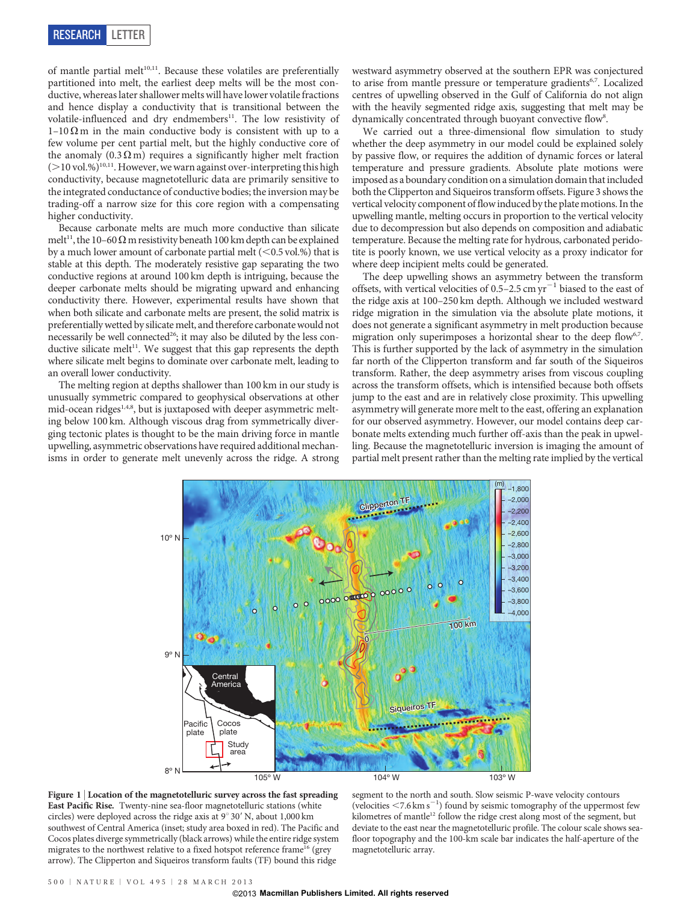of mantle partial melt[10,11]. Because these volatiles are preferentially partitioned into melt, the earliest deep melts will be the most conductive, whereas later shallower melts will have lower volatile fractions and hence display a conductivity that is transitional between the volatile-influenced and dry endmembers[11]. The low resistivity of 1–10 Ω m in the main conductive body is consistent with up to a few volume per cent partial melt, but the highly conductive core of the anomaly (0.3 Ω m) requires a significantly higher melt fraction (>10 vol.%)[10,11]. However, we warn against over-interpreting this high conductivity, because magnetotelluric data are primarily sensitive to the integrated conductance of conductive bodies; the inversion may be trading-off a narrow size for this core region with a compensating higher conductivity.

Because carbonate melts are much more conductive than silicate melt[11], the 10–60 Ω m resistivity beneath 100 km depth can be explained by a much lower amount of carbonate partial melt (<0.5 vol.%) that is stable at this depth. The moderately resistive gap separating the two conductive regions at around 100 km depth is intriguing, because the deeper carbonate melts should be migrating upward and enhancing conductivity there. However, experimental results have shown that when both silicate and carbonate melts are present, the solid matrix is preferentially wetted by silicate melt, and therefore carbonate would not necessarily be well connected[26]; it may also be diluted by the less conductive silicate melt[11]. We suggest that this gap represents the depth where silicate melt begins to dominate over carbonate melt, leading to an overall lower conductivity.

The melting region at depths shallower than 100 km in our study is unusually symmetric compared to geophysical observations at other mid-ocean ridges[1,4,8], but is juxtaposed with deeper asymmetric melting below 100 km. Although viscous drag from symmetrically diverging tectonic plates is thought to be the main driving force in mantle upwelling, asymmetric observations have required additional mechanisms in order to generate melt unevenly across the ridge. A strong westward asymmetry observed at the southern EPR was conjectured to arise from mantle pressure or temperature gradients[6,7]. Localized centres of upwelling observed in the Gulf of California do not align with the heavily segmented ridge axis, suggesting that melt may be dynamically concentrated through buoyant convective flow[8].

We carried out a three-dimensional flow simulation to study whether the deep asymmetry in our model could be explained solely by passive flow, or requires the addition of dynamic forces or lateral temperature and pressure gradients. Absolute plate motions were imposed as a boundary condition on a simulation domain that included both the Clipperton and Siqueiros transform offsets. Figure 3 shows the vertical velocity component of flow induced by the plate motions. In the upwelling mantle, melting occurs in proportion to the vertical velocity due to decompression but also depends on composition and adiabatic temperature. Because the melting rate for hydrous, carbonated peridotite is poorly known, we use vertical velocity as a proxy indicator for where deep incipient melts could be generated.

The deep upwelling shows an asymmetry between the transform offsets, with vertical velocities of 0.5–2.5 cm yr$^{-1}$ biased to the east of the ridge axis at 100–250 km depth. Although we included westward ridge migration in the simulation via the absolute plate motions, it does not generate a significant asymmetry in melt production because migration only superimposes a horizontal shear to the deep flow[6,7]. This is further supported by the lack of asymmetry in the simulation far north of the Clipperton transform and far south of the Siqueiros transform. Rather, the deep asymmetry arises from viscous coupling across the transform offsets, which is intensified because both offsets jump to the east and are in relatively close proximity. This upwelling asymmetry will generate more melt to the east, offering an explanation for our observed asymmetry. However, our model contains deep carbonate melts extending much further off-axis than the peak in upwelling. Because the magnetotelluric inversion is imaging the amount of partial melt present rather than the melting rate implied by the vertical

**Figure 1 | Location of the magnetotelluric survey across the fast spreading East Pacific Rise.** Twenty-nine sea-floor magnetotelluric stations (white circles) were deployed across the ridge axis at 9° 30′ N, about 1,000 km southwest of Central America (inset; study area boxed in red). The Pacific and Cocos plates diverge symmetrically (black arrows) while the entire ridge system migrates to the northwest relative to a fixed hotspot reference frame[16] (grey arrow). The Clipperton and Siqueiros transform faults (TF) bound this ridge segment to the north and south. Slow seismic P-wave velocity contours (velocities <7.6 km s$^{-1}$) found by seismic tomography of the uppermost few kilometres of mantle[12] follow the ridge crest along most of the segment, but deviate to the east near the magnetotelluric profile. The colour scale shows sea-floor topography and the 100-km scale bar indicates the half-aperture of the magnetotelluric array.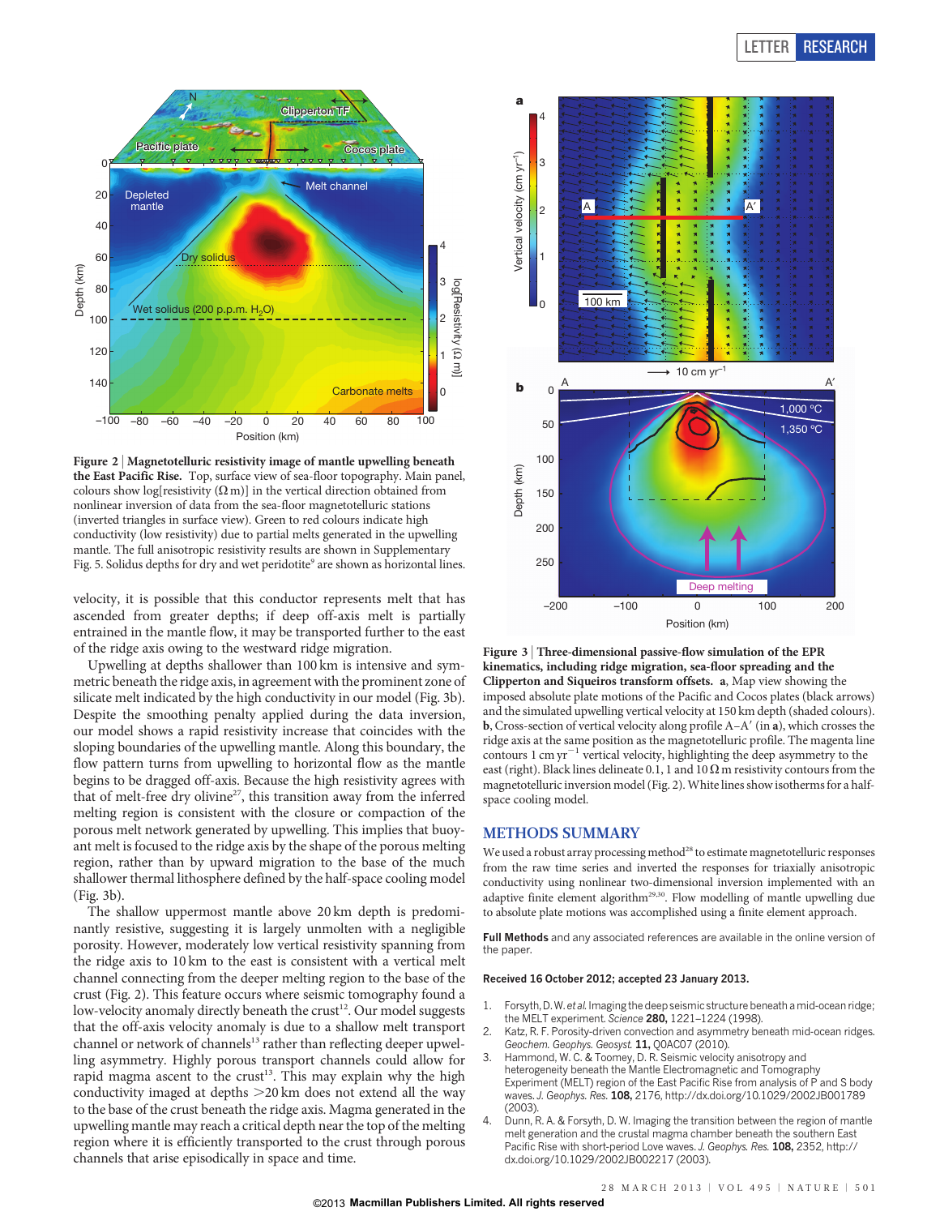**Figure 2 | Magnetotelluric resistivity image of mantle upwelling beneath the East Pacific Rise.** Top, surface view of sea-floor topography. Main panel, colours show log[resistivity (Ω m)] in the vertical direction obtained from nonlinear inversion of data from the sea-floor magnetotelluric stations (inverted triangles in surface view). Green to red colours indicate high conductivity (low resistivity) due to partial melts generated in the upwelling mantle. The full anisotropic resistivity results are shown in Supplementary Fig. 5. Solidus depths for dry and wet peridotite[9] are shown as horizontal lines.

velocity, it is possible that this conductor represents melt that has ascended from greater depths; if deep off-axis melt is partially entrained in the mantle flow, it may be transported further to the east of the ridge axis owing to the westward ridge migration.

Upwelling at depths shallower than 100 km is intensive and symmetric beneath the ridge axis, in agreement with the prominent zone of silicate melt indicated by the high conductivity in our model (Fig. 3b). Despite the smoothing penalty applied during the data inversion, our model shows a rapid resistivity increase that coincides with the sloping boundaries of the upwelling mantle. Along this boundary, the flow pattern turns from upwelling to horizontal flow as the mantle begins to be dragged off-axis. Because the high resistivity agrees with that of melt-free dry olivine[27], this transition away from the inferred melting region is consistent with the closure or compaction of the porous melt network generated by upwelling. This implies that buoyant melt is focused to the ridge axis by the shape of the porous melting region, rather than by upward migration to the base of the much shallower thermal lithosphere defined by the half-space cooling model (Fig. 3b).

The shallow uppermost mantle above 20 km depth is predominantly resistive, suggesting it is largely unmolten with a negligible porosity. However, moderately low vertical resistivity spanning from the ridge axis to 10 km to the east is consistent with a vertical melt channel connecting from the deeper melting region to the base of the crust (Fig. 2). This feature occurs where seismic tomography found a low-velocity anomaly directly beneath the crust[12]. Our model suggests that the off-axis velocity anomaly is due to a shallow melt transport channel or network of channels[13] rather than reflecting deeper upwelling asymmetry. Highly porous transport channels could allow for rapid magma ascent to the crust[13]. This may explain why the high conductivity imaged at depths >20 km does not extend all the way to the base of the crust beneath the ridge axis. Magma generated in the upwelling mantle may reach a critical depth near the top of the melting region where it is efficiently transported to the crust through porous channels that arise episodically in space and time.

**Figure 3 | Three-dimensional passive-flow simulation of the EPR kinematics, including ridge migration, sea-floor spreading and the Clipperton and Siqueiros transform offsets.** **a**, Map view showing the imposed absolute plate motions of the Pacific and Cocos plates (black arrows) and the simulated upwelling vertical velocity at 150 km depth (shaded colours). **b**, Cross-section of vertical velocity along profile A–A′ (in **a**), which crosses the ridge axis at the same position as the magnetotelluric profile. The magenta line contours 1 cm yr$^{-1}$ vertical velocity, highlighting the deep asymmetry to the east (right). Black lines delineate 0.1, 1 and 10 Ω m resistivity contours from the magnetotelluric inversion model (Fig. 2). White lines show isotherms for a half-space cooling model.

## METHODS SUMMARY

We used a robust array processing method[28] to estimate magnetotelluric responses from the raw time series and inverted the responses for triaxially anisotropic conductivity using nonlinear two-dimensional inversion implemented with an adaptive finite element algorithm[29,30]. Flow modelling of mantle upwelling due to absolute plate motions was accomplished using a finite element approach.

**Full Methods** and any associated references are available in the online version of the paper.

**Received 16 October 2012; accepted 23 January 2013.**

1. Forsyth, D. W. *et al.* Imaging the deep seismic structure beneath a mid-ocean ridge; the MELT experiment. *Science* **280,** 1221–1224 (1998).
2. Katz, R. F. Porosity-driven convection and asymmetry beneath mid-ocean ridges. *Geochem. Geophys. Geosyst.* **11,** Q0AC07 (2010).
3. Hammond, W. C. & Toomey, D. R. Seismic velocity anisotropy and heterogeneity beneath the Mantle Electromagnetic and Tomography Experiment (MELT) region of the East Pacific Rise from analysis of P and S body waves. *J. Geophys. Res.* **108,** 2176, http://dx.doi.org/10.1029/2002JB001789 (2003).
4. Dunn, R. A. & Forsyth, D. W. Imaging the transition between the region of mantle melt generation and the crustal magma chamber beneath the southern East Pacific Rise with short-period Love waves. *J. Geophys. Res.* **108,** 2352, http://dx.doi.org/10.1029/2002JB002217 (2003).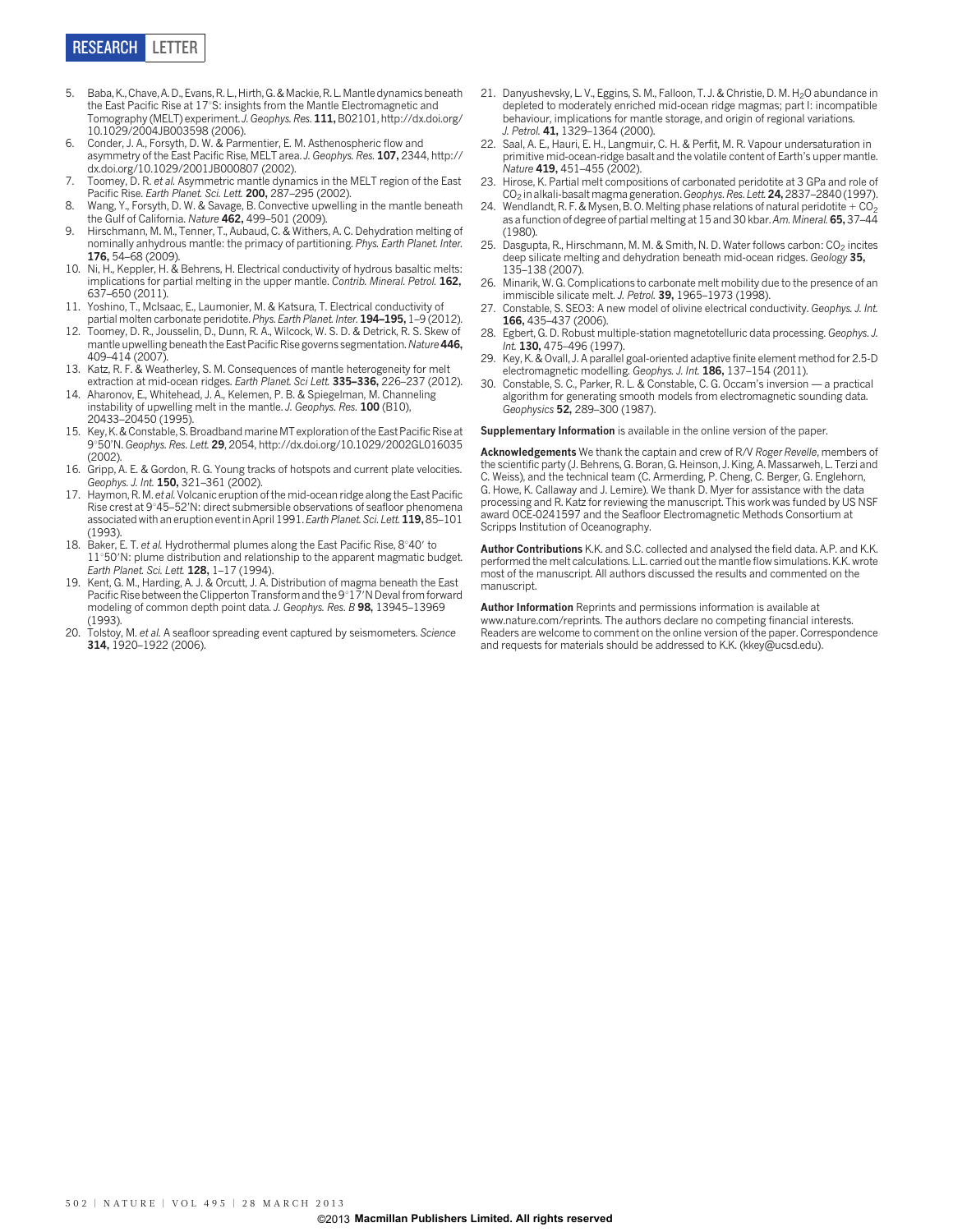5. Baba, K., Chave, A. D., Evans, R. L., Hirth, G. & Mackie, R. L. Mantle dynamics beneath the East Pacific Rise at 17°S: insights from the Mantle Electromagnetic and Tomography (MELT) experiment. *J. Geophys. Res.* **111,** B02101, http://dx.doi.org/10.1029/2004JB003598 (2006).
6. Conder, J. A., Forsyth, D. W. & Parmentier, E. M. Asthenospheric flow and asymmetry of the East Pacific Rise, MELT area. *J. Geophys. Res.* **107,** 2344, http://dx.doi.org/10.1029/2001JB000807 (2002).
7. Toomey, D. R. *et al.* Asymmetric mantle dynamics in the MELT region of the East Pacific Rise. *Earth Planet. Sci. Lett.* **200,** 287–295 (2002).
8. Wang, Y., Forsyth, D. W. & Savage, B. Convective upwelling in the mantle beneath the Gulf of California. *Nature* **462,** 499–501 (2009).
9. Hirschmann, M. M., Tenner, T., Aubaud, C. & Withers, A. C. Dehydration melting of nominally anhydrous mantle: the primacy of partitioning. *Phys. Earth Planet. Inter.* **176,** 54–68 (2009).
10. Ni, H., Keppler, H. & Behrens, H. Electrical conductivity of hydrous basaltic melts: implications for partial melting in the upper mantle. *Contrib. Mineral. Petrol.* **162,** 637–650 (2011).
11. Yoshino, T., McIsaac, E., Laumonier, M. & Katsura, T. Electrical conductivity of partial molten carbonate peridotite. *Phys. Earth Planet. Inter.* **194–195,** 1–9 (2012).
12. Toomey, D. R., Jousselin, D., Dunn, R. A., Wilcock, W. S. D. & Detrick, R. S. Skew of mantle upwelling beneath the East Pacific Rise governs segmentation. *Nature* **446,** 409–414 (2007).
13. Katz, R. F. & Weatherley, S. M. Consequences of mantle heterogeneity for melt extraction at mid-ocean ridges. *Earth Planet. Sci Lett.* **335–336,** 226–237 (2012).
14. Aharonov, E., Whitehead, J. A., Kelemen, P. B. & Spiegelman, M. Channeling instability of upwelling melt in the mantle. *J. Geophys. Res.* **100** (B10), 20433–20450 (1995).
15. Key, K. & Constable, S. Broadband marine MT exploration of the East Pacific Rise at 9°50′N. *Geophys. Res. Lett.* **29**, 2054, http://dx.doi.org/10.1029/2002GL016035 (2002).
16. Gripp, A. E. & Gordon, R. G. Young tracks of hotspots and current plate velocities. *Geophys. J. Int.* **150,** 321–361 (2002).
17. Haymon, R. M. *et al.* Volcanic eruption of the mid-ocean ridge along the East Pacific Rise crest at 9°45–52′N: direct submersible observations of seafloor phenomena associated with an eruption event in April 1991. *Earth Planet. Sci. Lett.* **119,** 85–101 (1993).
18. Baker, E. T. *et al.* Hydrothermal plumes along the East Pacific Rise, 8°40′ to 11°50′N: plume distribution and relationship to the apparent magmatic budget. *Earth Planet. Sci. Lett.* **128,** 1–17 (1994).
19. Kent, G. M., Harding, A. J. & Orcutt, J. A. Distribution of magma beneath the East Pacific Rise between the Clipperton Transform and the 9°17′N Deval from forward modeling of common depth point data. *J. Geophys. Res. B* **98,** 13945–13969 (1993).
20. Tolstoy, M. *et al.* A seafloor spreading event captured by seismometers. *Science* **314,** 1920–1922 (2006).
21. Danyushevsky, L. V., Eggins, S. M., Falloon, T. J. & Christie, D. M. $H_2O$ abundance in depleted to moderately enriched mid-ocean ridge magmas; part I: incompatible behaviour, implications for mantle storage, and origin of regional variations. *J. Petrol.* **41,** 1329–1364 (2000).
22. Saal, A. E., Hauri, E. H., Langmuir, C. H. & Perfit, M. R. Vapour undersaturation in primitive mid-ocean-ridge basalt and the volatile content of Earth's upper mantle. *Nature* **419,** 451–455 (2002).
23. Hirose, K. Partial melt compositions of carbonated peridotite at 3 GPa and role of $CO_2$ in alkali-basalt magma generation. *Geophys. Res. Lett.* **24,** 2837–2840 (1997).
24. Wendlandt, R. F. & Mysen, B. O. Melting phase relations of natural peridotite + $CO_2$ as a function of degree of partial melting at 15 and 30 kbar. *Am. Mineral.* **65,** 37–44 (1980).
25. Dasgupta, R., Hirschmann, M. M. & Smith, N. D. Water follows carbon: $CO_2$ incites deep silicate melting and dehydration beneath mid-ocean ridges. *Geology* **35,** 135–138 (2007).
26. Minarik, W. G. Complications to carbonate melt mobility due to the presence of an immiscible silicate melt. *J. Petrol.* **39,** 1965–1973 (1998).
27. Constable, S. SEO3: A new model of olivine electrical conductivity. *Geophys. J. Int.* **166,** 435–437 (2006).
28. Egbert, G. D. Robust multiple-station magnetotelluric data processing. *Geophys. J. Int.* **130,** 475–496 (1997).
29. Key, K. & Ovall, J. A parallel goal-oriented adaptive finite element method for 2.5-D electromagnetic modelling. *Geophys. J. Int.* **186,** 137–154 (2011).
30. Constable, S. C., Parker, R. L. & Constable, C. G. Occam's inversion — a practical algorithm for generating smooth models from electromagnetic sounding data. *Geophysics* **52,** 289–300 (1987).

**Supplementary Information** is available in the online version of the paper.

**Acknowledgements** We thank the captain and crew of R/V *Roger Revelle*, members of the scientific party (J. Behrens, G. Boran, G. Heinson, J. King, A. Massarweh, L. Terzi and C. Weiss), and the technical team (C. Armerding, P. Cheng, C. Berger, G. Englehorn, G. Howe, K. Callaway and J. Lemire). We thank D. Myer for assistance with the data processing and R. Katz for reviewing the manuscript. This work was funded by US NSF award OCE-0241597 and the Seafloor Electromagnetic Methods Consortium at Scripps Institution of Oceanography.

**Author Contributions** K.K. and S.C. collected and analysed the field data. A.P. and K.K. performed the melt calculations. L.L. carried out the mantle flow simulations. K.K. wrote most of the manuscript. All authors discussed the results and commented on the manuscript.

**Author Information** Reprints and permissions information is available at www.nature.com/reprints. The authors declare no competing financial interests. Readers are welcome to comment on the online version of the paper. Correspondence and requests for materials should be addressed to K.K. (kkey@ucsd.edu).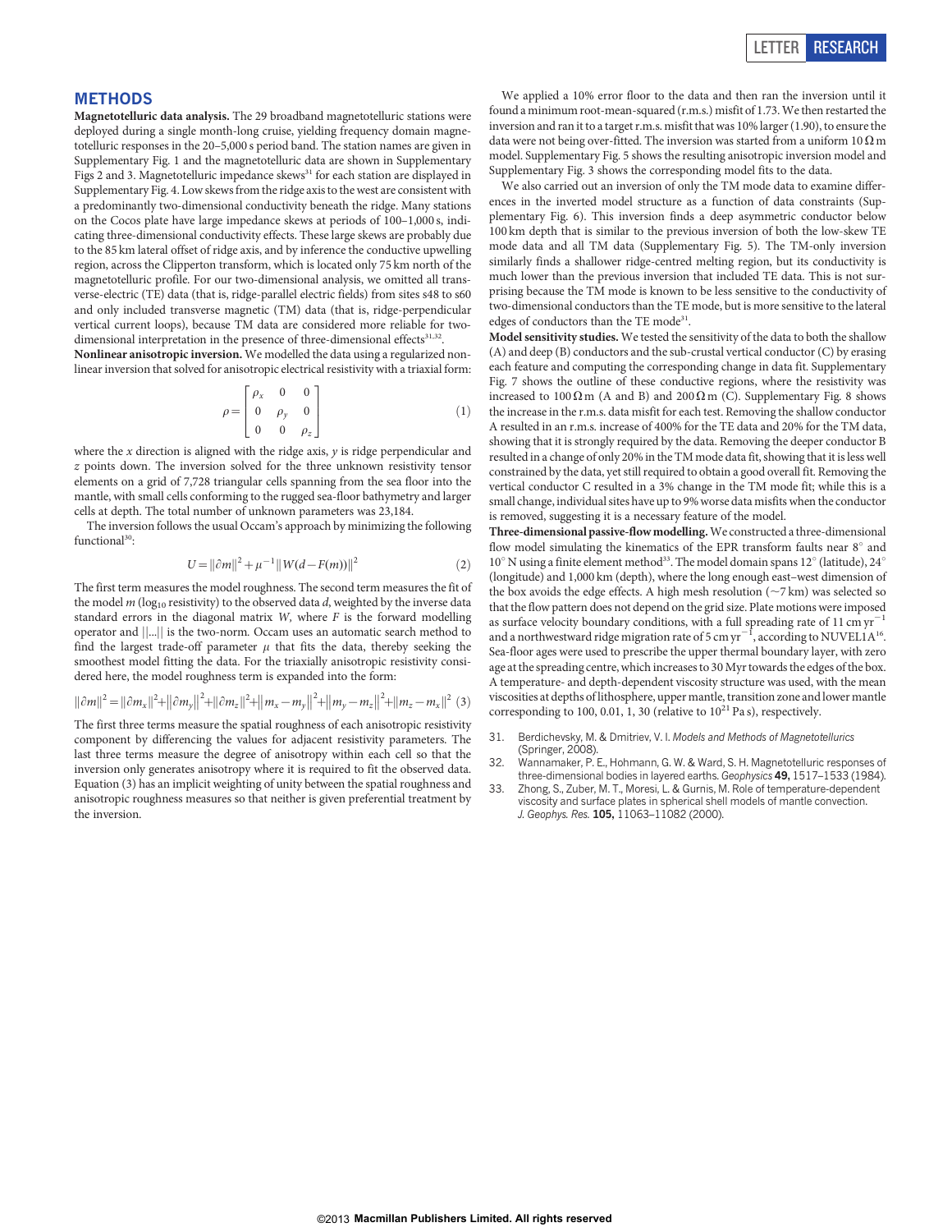## METHODS

**Magnetotelluric data analysis.** The 29 broadband magnetotelluric stations were deployed during a single month-long cruise, yielding frequency domain magnetotelluric responses in the 20–5,000 s period band. The station names are given in Supplementary Fig. 1 and the magnetotelluric data are shown in Supplementary Figs 2 and 3. Magnetotelluric impedance skews[31] for each station are displayed in Supplementary Fig. 4. Low skews from the ridge axis to the west are consistent with a predominantly two-dimensional conductivity beneath the ridge. Many stations on the Cocos plate have large impedance skews at periods of 100–1,000 s, indicating three-dimensional conductivity effects. These large skews are probably due to the 85 km lateral offset of ridge axis, and by inference the conductive upwelling region, across the Clipperton transform, which is located only 75 km north of the magnetotelluric profile. For our two-dimensional analysis, we omitted all transverse-electric (TE) data (that is, ridge-parallel electric fields) from sites s48 to s60 and only included transverse magnetic (TM) data (that is, ridge-perpendicular vertical current loops), because TM data are considered more reliable for two-dimensional interpretation in the presence of three-dimensional effects[31,32].

**Nonlinear anisotropic inversion.** We modelled the data using a regularized nonlinear inversion that solved for anisotropic electrical resistivity with a triaxial form:

$$\rho = \begin{bmatrix} \rho_x & 0 & 0 \\ 0 & \rho_y & 0 \\ 0 & 0 & \rho_z \end{bmatrix} \tag{1}$$

where the $x$ direction is aligned with the ridge axis, $y$ is ridge perpendicular and $z$ points down. The inversion solved for the three unknown resistivity tensor elements on a grid of 7,728 triangular cells spanning from the sea floor into the mantle, with small cells conforming to the rugged sea-floor bathymetry and larger cells at depth. The total number of unknown parameters was 23,184.

The inversion follows the usual Occam's approach by minimizing the following functional[30]:

$$U = \|\partial m\|^2 + \mu^{-1}\|W(d - F(m))\|^2 \tag{2}$$

The first term measures the model roughness. The second term measures the fit of the model $m$ ($\log_{10}$ resistivity) to the observed data $d$, weighted by the inverse data standard errors in the diagonal matrix $W$, where $F$ is the forward modelling operator and $\|...\|$ is the two-norm. Occam uses an automatic search method to find the largest trade-off parameter $\mu$ that fits the data, thereby seeking the smoothest model fitting the data. For the triaxially anisotropic resistivity considered here, the model roughness term is expanded into the form:

$$\|\partial m\|^2 = \|\partial m_x\|^2 + \|\partial m_y\|^2 + \|\partial m_z\|^2 + \|m_x - m_y\|^2 + \|m_y - m_z\|^2 + \|m_z - m_x\|^2 \tag{3}$$

The first three terms measure the spatial roughness of each anisotropic resistivity component by differencing the values for adjacent resistivity parameters. The last three terms measure the degree of anisotropy within each cell so that the inversion only generates anisotropy where it is required to fit the observed data. Equation (3) has an implicit weighting of unity between the spatial roughness and anisotropic roughness measures so that neither is given preferential treatment by the inversion.

We applied a 10% error floor to the data and then ran the inversion until it found a minimum root-mean-squared (r.m.s.) misfit of 1.73. We then restarted the inversion and ran it to a target r.m.s. misfit that was 10% larger (1.90), to ensure the data were not being over-fitted. The inversion was started from a uniform 10 Ω m model. Supplementary Fig. 5 shows the resulting anisotropic inversion model and Supplementary Fig. 3 shows the corresponding model fits to the data.

We also carried out an inversion of only the TM mode data to examine differences in the inverted model structure as a function of data constraints (Supplementary Fig. 6). This inversion finds a deep asymmetric conductor below 100 km depth that is similar to the previous inversion of both the low-skew TE mode data and all TM data (Supplementary Fig. 5). The TM-only inversion similarly finds a shallower ridge-centred melting region, but its conductivity is much lower than the previous inversion that included TE data. This is not surprising because the TM mode is known to be less sensitive to the conductivity of two-dimensional conductors than the TE mode, but is more sensitive to the lateral edges of conductors than the TE mode[31].

**Model sensitivity studies.** We tested the sensitivity of the data to both the shallow (A) and deep (B) conductors and the sub-crustal vertical conductor (C) by erasing each feature and computing the corresponding change in data fit. Supplementary Fig. 7 shows the outline of these conductive regions, where the resistivity was increased to 100 Ω m (A and B) and 200 Ω m (C). Supplementary Fig. 8 shows the increase in the r.m.s. data misfit for each test. Removing the shallow conductor A resulted in an r.m.s. increase of 400% for the TE data and 20% for the TM data, showing that it is strongly required by the data. Removing the deeper conductor B resulted in a change of only 20% in the TM mode data fit, showing that it is less well constrained by the data, yet still required to obtain a good overall fit. Removing the vertical conductor C resulted in a 3% change in the TM mode fit; while this is a small change, individual sites have up to 9% worse data misfits when the conductor is removed, suggesting it is a necessary feature of the model.

**Three-dimensional passive-flow modelling.** We constructed a three-dimensional flow model simulating the kinematics of the EPR transform faults near 8° and 10° N using a finite element method[33]. The model domain spans 12° (latitude), 24° (longitude) and 1,000 km (depth), where the long enough east–west dimension of the box avoids the edge effects. A high mesh resolution (~7 km) was selected so that the flow pattern does not depend on the grid size. Plate motions were imposed as surface velocity boundary conditions, with a full spreading rate of 11 cm $\mathrm{yr}^{-1}$ and a northwestward ridge migration rate of 5 cm $\mathrm{yr}^{-1}$, according to NUVEL1A[16]. Sea-floor ages were used to prescribe the upper thermal boundary layer, with zero age at the spreading centre, which increases to 30 Myr towards the edges of the box. A temperature- and depth-dependent viscosity structure was used, with the mean viscosities at depths of lithosphere, upper mantle, transition zone and lower mantle corresponding to 100, 0.01, 1, 30 (relative to $10^{21}$ Pa s), respectively.

31. Berdichevsky, M. & Dmitriev, V. I. *Models and Methods of Magnetotellurics* (Springer, 2008).
32. Wannamaker, P. E., Hohmann, G. W. & Ward, S. H. Magnetotelluric responses of three-dimensional bodies in layered earths. *Geophysics* **49,** 1517–1533 (1984).
33. Zhong, S., Zuber, M. T., Moresi, L. & Gurnis, M. Role of temperature-dependent viscosity and surface plates in spherical shell models of mantle convection. *J. Geophys. Res.* **105,** 11063–11082 (2000).